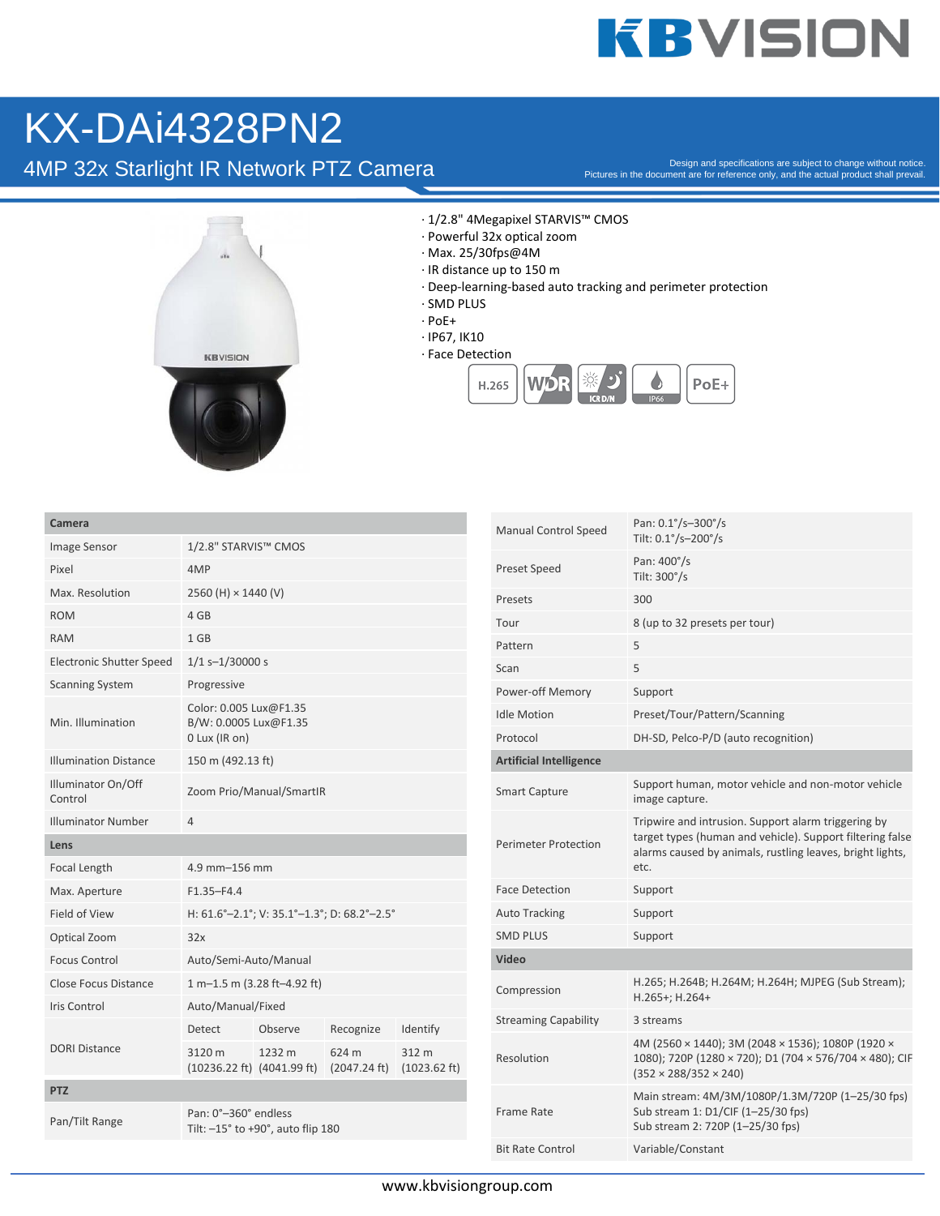# KX-DAi4328PN2

## 4MP 32x Starlight IR Network PTZ Camera

Design and specifications are subject to change without notice.
Pictures in the document are for reference only, and the actual product shall prevail.

· 1/2.8" 4Megapixel STARVIS™ CMOS
· Powerful 32x optical zoom
· Max. 25/30fps@4M
· IR distance up to 150 m
· Deep-learning-based auto tracking and perimeter protection
· SMD PLUS
· PoE+
· IP67, IK10
· Face Detection

| **Camera** | | | | |
|---|---|---|---|---|
| Image Sensor | 1/2.8" STARVIS™ CMOS | | | |
| Pixel | 4MP | | | |
| Max. Resolution | 2560 (H) × 1440 (V) | | | |
| ROM | 4 GB | | | |
| RAM | 1 GB | | | |
| Electronic Shutter Speed | 1/1 s–1/30000 s | | | |
| Scanning System | Progressive | | | |
| Min. Illumination | Color: 0.005 Lux@F1.35<br>B/W: 0.0005 Lux@F1.35<br>0 Lux (IR on) | | | |
| Illumination Distance | 150 m (492.13 ft) | | | |
| Illuminator On/Off Control | Zoom Prio/Manual/SmartIR | | | |
| Illuminator Number | 4 | | | |
| **Lens** | | | | |
| Focal Length | 4.9 mm–156 mm | | | |
| Max. Aperture | F1.35–F4.4 | | | |
| Field of View | H: 61.6°–2.1°; V: 35.1°–1.3°; D: 68.2°–2.5° | | | |
| Optical Zoom | 32x | | | |
| Focus Control | Auto/Semi-Auto/Manual | | | |
| Close Focus Distance | 1 m–1.5 m (3.28 ft–4.92 ft) | | | |
| Iris Control | Auto/Manual/Fixed | | | |
| DORI Distance | Detect | Observe | Recognize | Identify |
| | 3120 m (10236.22 ft) | 1232 m (4041.99 ft) | 624 m (2047.24 ft) | 312 m (1023.62 ft) |
| **PTZ** | | | | |
| Pan/Tilt Range | Pan: 0°–360° endless<br>Tilt: –15° to +90°, auto flip 180 | | | |

| | |
|---|---|
| Manual Control Speed | Pan: 0.1°/s–300°/s<br>Tilt: 0.1°/s–200°/s |
| Preset Speed | Pan: 400°/s<br>Tilt: 300°/s |
| Presets | 300 |
| Tour | 8 (up to 32 presets per tour) |
| Pattern | 5 |
| Scan | 5 |
| Power-off Memory | Support |
| Idle Motion | Preset/Tour/Pattern/Scanning |
| Protocol | DH-SD, Pelco-P/D (auto recognition) |
| **Artificial Intelligence** | |
| Smart Capture | Support human, motor vehicle and non-motor vehicle image capture. |
| Perimeter Protection | Tripwire and intrusion. Support alarm triggering by target types (human and vehicle). Support filtering false alarms caused by animals, rustling leaves, bright lights, etc. |
| Face Detection | Support |
| Auto Tracking | Support |
| SMD PLUS | Support |
| **Video** | |
| Compression | H.265; H.264B; H.264M; H.264H; MJPEG (Sub Stream); H.265+; H.264+ |
| Streaming Capability | 3 streams |
| Resolution | 4M (2560 × 1440); 3M (2048 × 1536); 1080P (1920 × 1080); 720P (1280 × 720); D1 (704 × 576/704 × 480); CIF (352 × 288/352 × 240) |
| Frame Rate | Main stream: 4M/3M/1080P/1.3M/720P (1–25/30 fps)<br>Sub stream 1: D1/CIF (1–25/30 fps)<br>Sub stream 2: 720P (1–25/30 fps) |
| Bit Rate Control | Variable/Constant |

www.kbvisiongroup.com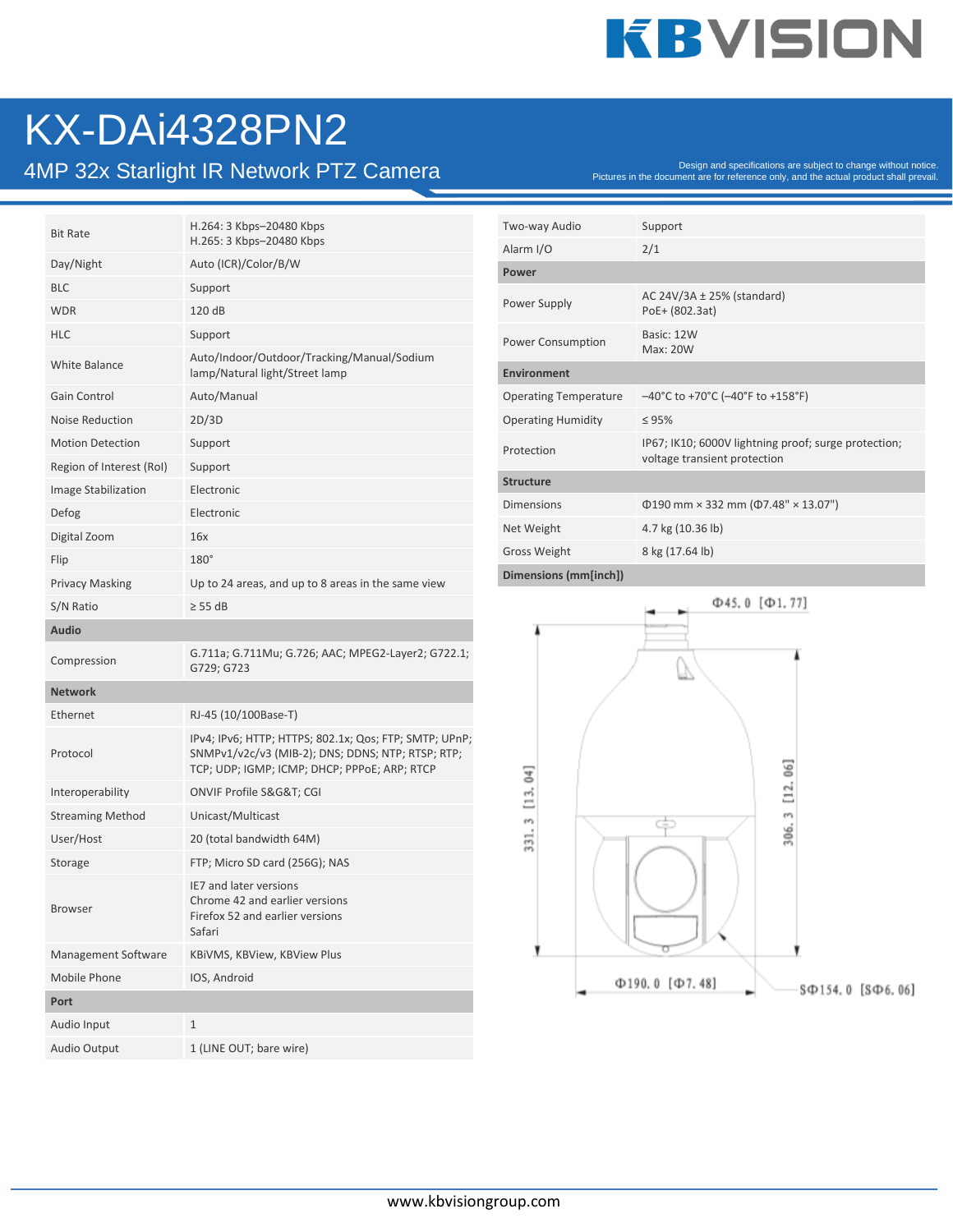# KX-DAi4328PN2

## 4MP 32x Starlight IR Network PTZ Camera

Design and specifications are subject to change without notice.
Pictures in the document are for reference only, and the actual product shall prevail.

| | |
|---|---|
| Bit Rate | H.264: 3 Kbps–20480 Kbps<br>H.265: 3 Kbps–20480 Kbps |
| Day/Night | Auto (ICR)/Color/B/W |
| BLC | Support |
| WDR | 120 dB |
| HLC | Support |
| White Balance | Auto/Indoor/Outdoor/Tracking/Manual/Sodium lamp/Natural light/Street lamp |
| Gain Control | Auto/Manual |
| Noise Reduction | 2D/3D |
| Motion Detection | Support |
| Region of Interest (RoI) | Support |
| Image Stabilization | Electronic |
| Defog | Electronic |
| Digital Zoom | 16x |
| Flip | 180° |
| Privacy Masking | Up to 24 areas, and up to 8 areas in the same view |
| S/N Ratio | ≥ 55 dB |
| **Audio** | |
| Compression | G.711a; G.711Mu; G.726; AAC; MPEG2-Layer2; G722.1; G729; G723 |
| **Network** | |
| Ethernet | RJ-45 (10/100Base-T) |
| Protocol | IPv4; IPv6; HTTP; HTTPS; 802.1x; Qos; FTP; SMTP; UPnP; SNMPv1/v2c/v3 (MIB-2); DNS; DDNS; NTP; RTSP; RTP; TCP; UDP; IGMP; ICMP; DHCP; PPPoE; ARP; RTCP |
| Interoperability | ONVIF Profile S&G&T; CGI |
| Streaming Method | Unicast/Multicast |
| User/Host | 20 (total bandwidth 64M) |
| Storage | FTP; Micro SD card (256G); NAS |
| Browser | IE7 and later versions<br>Chrome 42 and earlier versions<br>Firefox 52 and earlier versions<br>Safari |
| Management Software | KBiVMS, KBView, KBView Plus |
| Mobile Phone | IOS, Android |
| **Port** | |
| Audio Input | 1 |
| Audio Output | 1 (LINE OUT; bare wire) |
| Two-way Audio | Support |
| Alarm I/O | 2/1 |
| **Power** | |
| Power Supply | AC 24V/3A ± 25% (standard)<br>PoE+ (802.3at) |
| Power Consumption | Basic: 12W<br>Max: 20W |
| **Environment** | |
| Operating Temperature | –40°C to +70°C (–40°F to +158°F) |
| Operating Humidity | ≤ 95% |
| Protection | IP67; IK10; 6000V lightning proof; surge protection; voltage transient protection |
| **Structure** | |
| Dimensions | Φ190 mm × 332 mm (Φ7.48" × 13.07") |
| Net Weight | 4.7 kg (10.36 lb) |
| Gross Weight | 8 kg (17.64 lb) |
| **Dimensions (mm[inch])** | |

Φ45.0 [Φ1.77]
331.3 [13.04]
306.3 [12.06]
Φ190.0 [Φ7.48]
SΦ154.0 [SΦ6.06]

www.kbvisiongroup.com